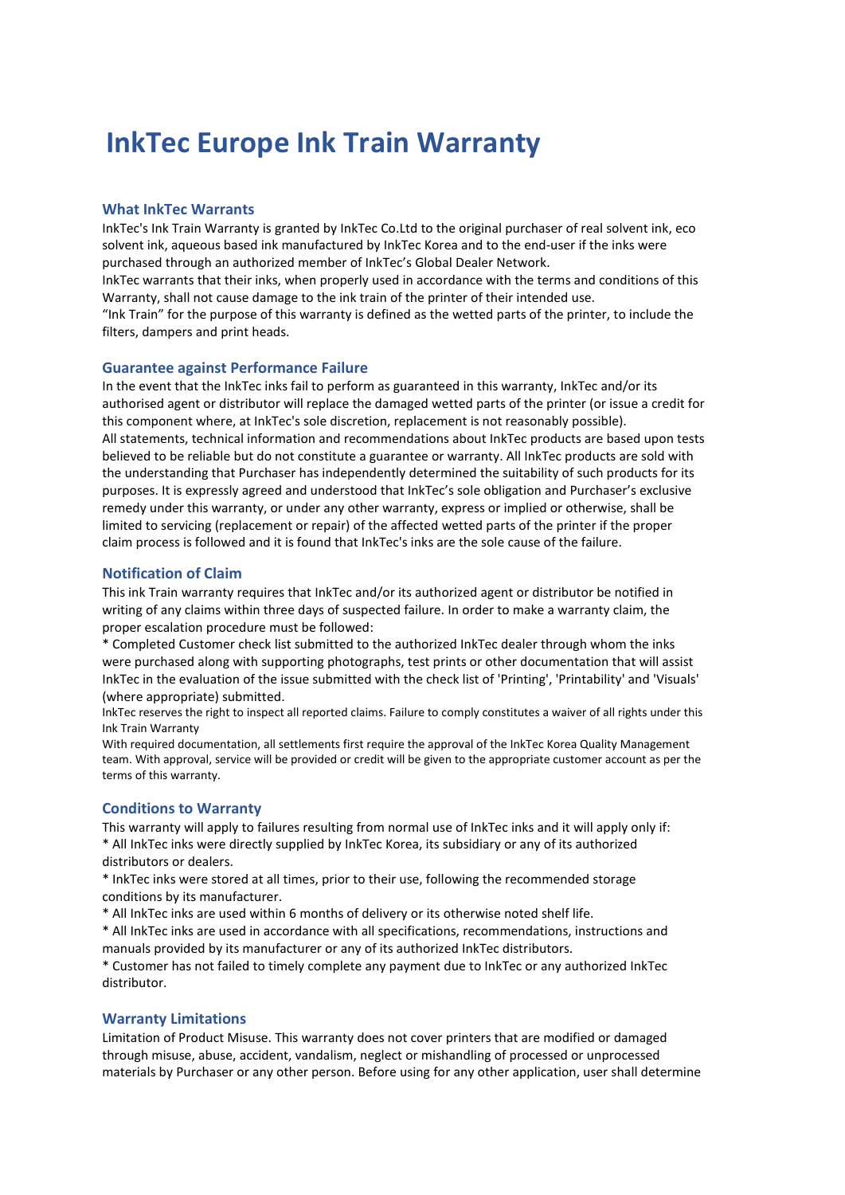# InkTec Europe Ink Train Warranty

## What InkTec Warrants

InkTec's Ink Train Warranty is granted by InkTec Co.Ltd to the original purchaser of real solvent ink, eco solvent ink, aqueous based ink manufactured by InkTec Korea and to the end-user if the inks were purchased through an authorized member of InkTec's Global Dealer Network.

InkTec warrants that their inks, when properly used in accordance with the terms and conditions of this Warranty, shall not cause damage to the ink train of the printer of their intended use.

"Ink Train" for the purpose of this warranty is defined as the wetted parts of the printer, to include the filters, dampers and print heads.

## Guarantee against Performance Failure

In the event that the InkTec inks fail to perform as guaranteed in this warranty, InkTec and/or its authorised agent or distributor will replace the damaged wetted parts of the printer (or issue a credit for this component where, at InkTec's sole discretion, replacement is not reasonably possible).

All statements, technical information and recommendations about InkTec products are based upon tests believed to be reliable but do not constitute a guarantee or warranty. All InkTec products are sold with the understanding that Purchaser has independently determined the suitability of such products for its purposes. It is expressly agreed and understood that InkTec's sole obligation and Purchaser's exclusive remedy under this warranty, or under any other warranty, express or implied or otherwise, shall be limited to servicing (replacement or repair) of the affected wetted parts of the printer if the proper claim process is followed and it is found that InkTec's inks are the sole cause of the failure.

## Notification of Claim

This ink Train warranty requires that InkTec and/or its authorized agent or distributor be notified in writing of any claims within three days of suspected failure. In order to make a warranty claim, the proper escalation procedure must be followed:

* Completed Customer check list submitted to the authorized InkTec dealer through whom the inks were purchased along with supporting photographs, test prints or other documentation that will assist InkTec in the evaluation of the issue submitted with the check list of 'Printing', 'Printability' and 'Visuals' (where appropriate) submitted.

InkTec reserves the right to inspect all reported claims. Failure to comply constitutes a waiver of all rights under this Ink Train Warranty

With required documentation, all settlements first require the approval of the InkTec Korea Quality Management team. With approval, service will be provided or credit will be given to the appropriate customer account as per the terms of this warranty.

## Conditions to Warranty

This warranty will apply to failures resulting from normal use of InkTec inks and it will apply only if:

* All InkTec inks were directly supplied by InkTec Korea, its subsidiary or any of its authorized distributors or dealers.
* InkTec inks were stored at all times, prior to their use, following the recommended storage conditions by its manufacturer.
* All InkTec inks are used within 6 months of delivery or its otherwise noted shelf life.
* All InkTec inks are used in accordance with all specifications, recommendations, instructions and manuals provided by its manufacturer or any of its authorized InkTec distributors.
* Customer has not failed to timely complete any payment due to InkTec or any authorized InkTec distributor.

## Warranty Limitations

Limitation of Product Misuse. This warranty does not cover printers that are modified or damaged through misuse, abuse, accident, vandalism, neglect or mishandling of processed or unprocessed materials by Purchaser or any other person. Before using for any other application, user shall determine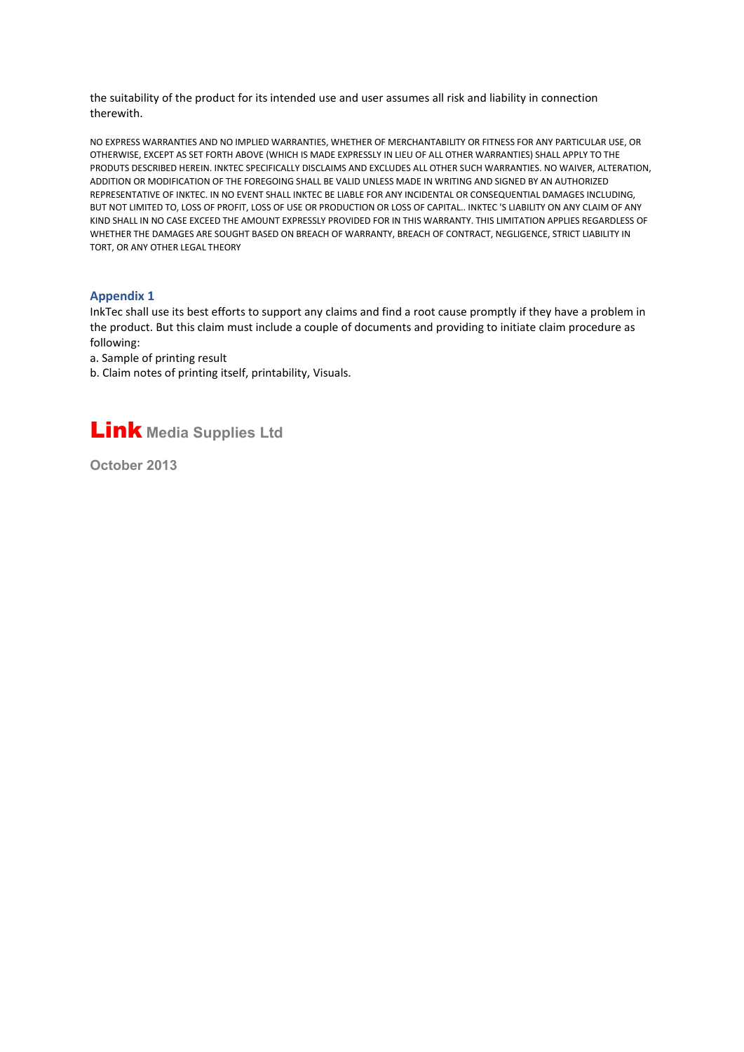the suitability of the product for its intended use and user assumes all risk and liability in connection therewith.

NO EXPRESS WARRANTIES AND NO IMPLIED WARRANTIES, WHETHER OF MERCHANTABILITY OR FITNESS FOR ANY PARTICULAR USE, OR OTHERWISE, EXCEPT AS SET FORTH ABOVE (WHICH IS MADE EXPRESSLY IN LIEU OF ALL OTHER WARRANTIES) SHALL APPLY TO THE PRODUTS DESCRIBED HEREIN. INKTEC SPECIFICALLY DISCLAIMS AND EXCLUDES ALL OTHER SUCH WARRANTIES. NO WAIVER, ALTERATION, ADDITION OR MODIFICATION OF THE FOREGOING SHALL BE VALID UNLESS MADE IN WRITING AND SIGNED BY AN AUTHORIZED REPRESENTATIVE OF INKTEC. IN NO EVENT SHALL INKTEC BE LIABLE FOR ANY INCIDENTAL OR CONSEQUENTIAL DAMAGES INCLUDING, BUT NOT LIMITED TO, LOSS OF PROFIT, LOSS OF USE OR PRODUCTION OR LOSS OF CAPITAL.. INKTEC 'S LIABILITY ON ANY CLAIM OF ANY KIND SHALL IN NO CASE EXCEED THE AMOUNT EXPRESSLY PROVIDED FOR IN THIS WARRANTY. THIS LIMITATION APPLIES REGARDLESS OF WHETHER THE DAMAGES ARE SOUGHT BASED ON BREACH OF WARRANTY, BREACH OF CONTRACT, NEGLIGENCE, STRICT LIABILITY IN TORT, OR ANY OTHER LEGAL THEORY

### Appendix 1

InkTec shall use its best efforts to support any claims and find a root cause promptly if they have a problem in the product. But this claim must include a couple of documents and providing to initiate claim procedure as following:

a. Sample of printing result

b. Claim notes of printing itself, printability, Visuals.

**Link** **Media Supplies Ltd**

**October 2013**